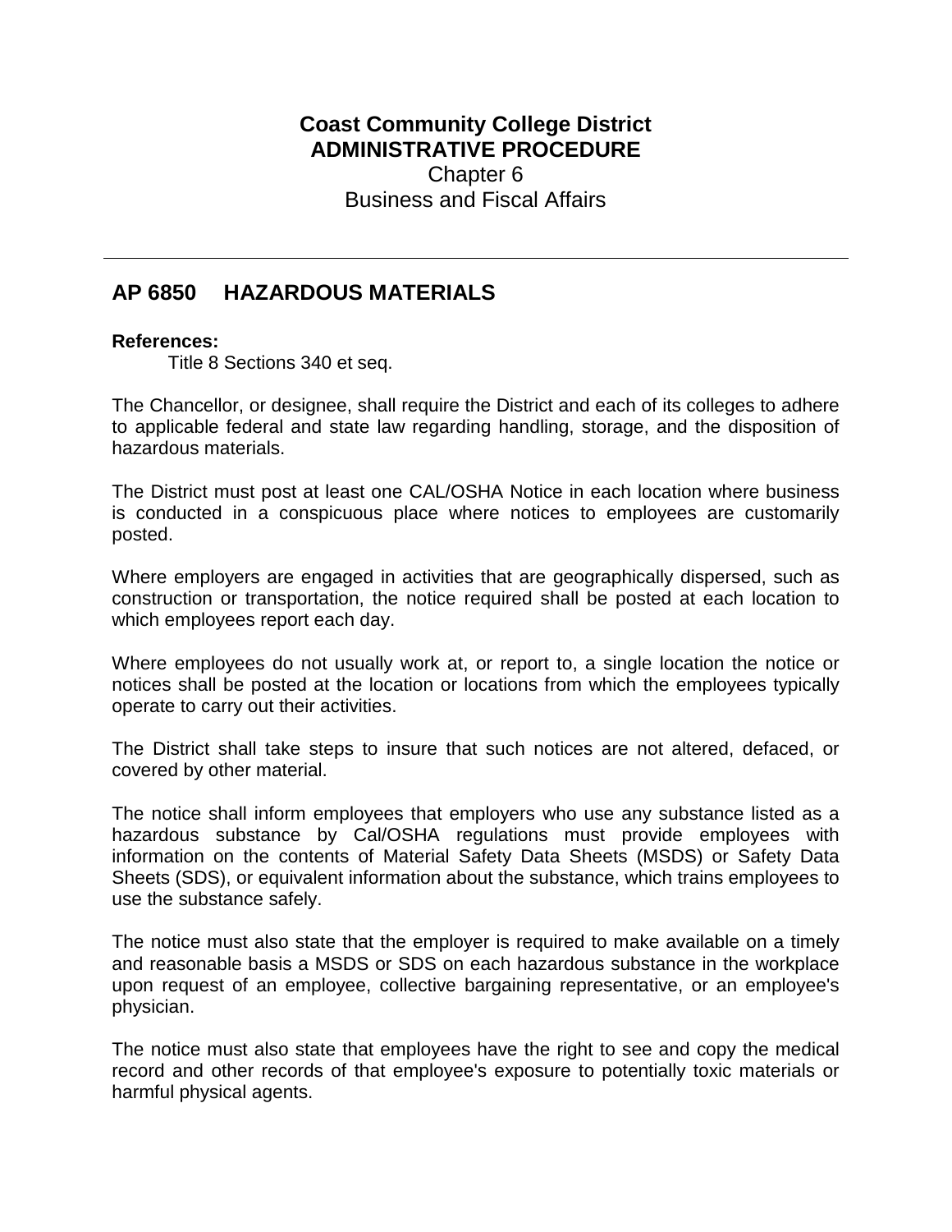**Coast Community College District**
**ADMINISTRATIVE PROCEDURE**
Chapter 6
Business and Fiscal Affairs

---

## AP 6850 HAZARDOUS MATERIALS

**References:**

Title 8 Sections 340 et seq.

The Chancellor, or designee, shall require the District and each of its colleges to adhere to applicable federal and state law regarding handling, storage, and the disposition of hazardous materials.

The District must post at least one CAL/OSHA Notice in each location where business is conducted in a conspicuous place where notices to employees are customarily posted.

Where employers are engaged in activities that are geographically dispersed, such as construction or transportation, the notice required shall be posted at each location to which employees report each day.

Where employees do not usually work at, or report to, a single location the notice or notices shall be posted at the location or locations from which the employees typically operate to carry out their activities.

The District shall take steps to insure that such notices are not altered, defaced, or covered by other material.

The notice shall inform employees that employers who use any substance listed as a hazardous substance by Cal/OSHA regulations must provide employees with information on the contents of Material Safety Data Sheets (MSDS) or Safety Data Sheets (SDS), or equivalent information about the substance, which trains employees to use the substance safely.

The notice must also state that the employer is required to make available on a timely and reasonable basis a MSDS or SDS on each hazardous substance in the workplace upon request of an employee, collective bargaining representative, or an employee's physician.

The notice must also state that employees have the right to see and copy the medical record and other records of that employee's exposure to potentially toxic materials or harmful physical agents.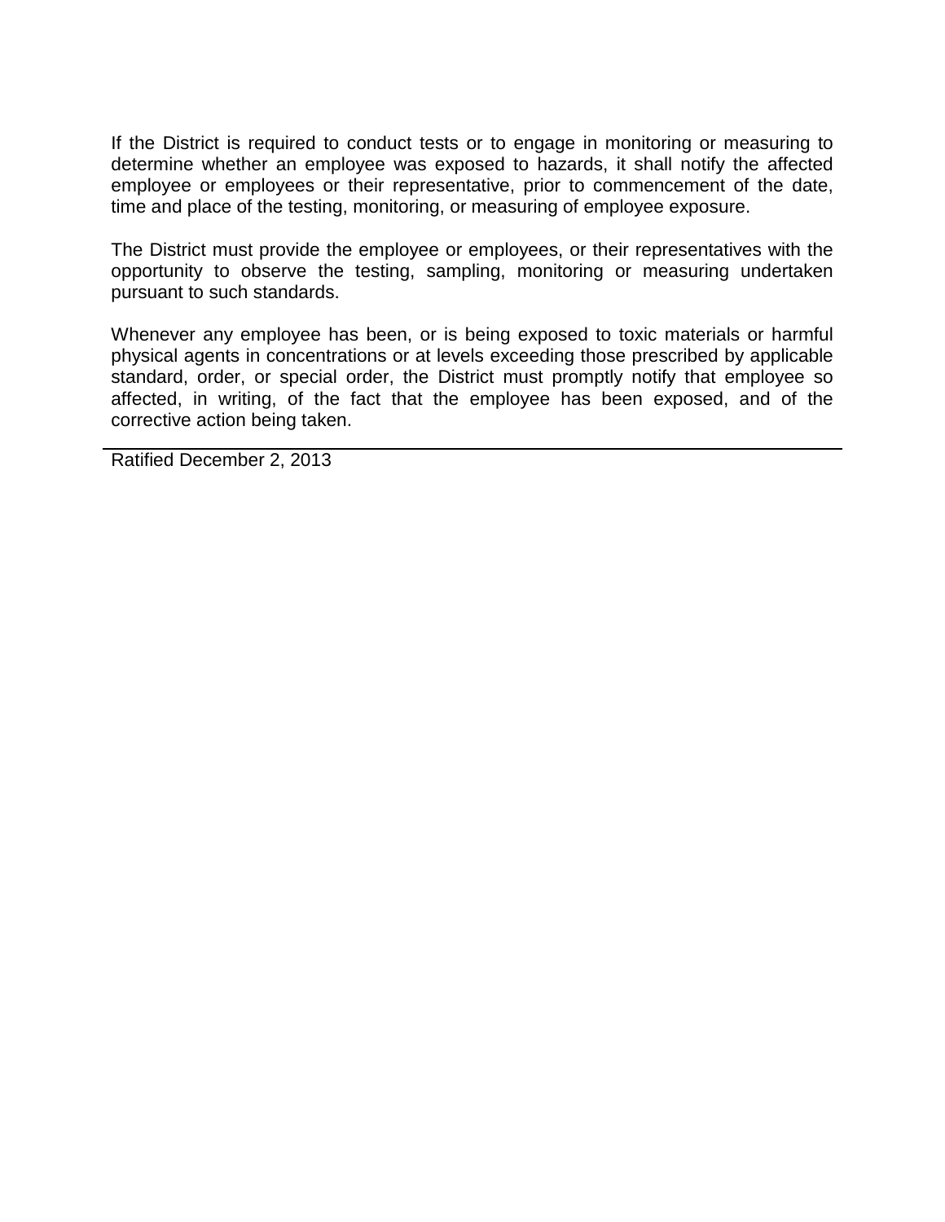If the District is required to conduct tests or to engage in monitoring or measuring to determine whether an employee was exposed to hazards, it shall notify the affected employee or employees or their representative, prior to commencement of the date, time and place of the testing, monitoring, or measuring of employee exposure.

The District must provide the employee or employees, or their representatives with the opportunity to observe the testing, sampling, monitoring or measuring undertaken pursuant to such standards.

Whenever any employee has been, or is being exposed to toxic materials or harmful physical agents in concentrations or at levels exceeding those prescribed by applicable standard, order, or special order, the District must promptly notify that employee so affected, in writing, of the fact that the employee has been exposed, and of the corrective action being taken.

---

Ratified December 2, 2013